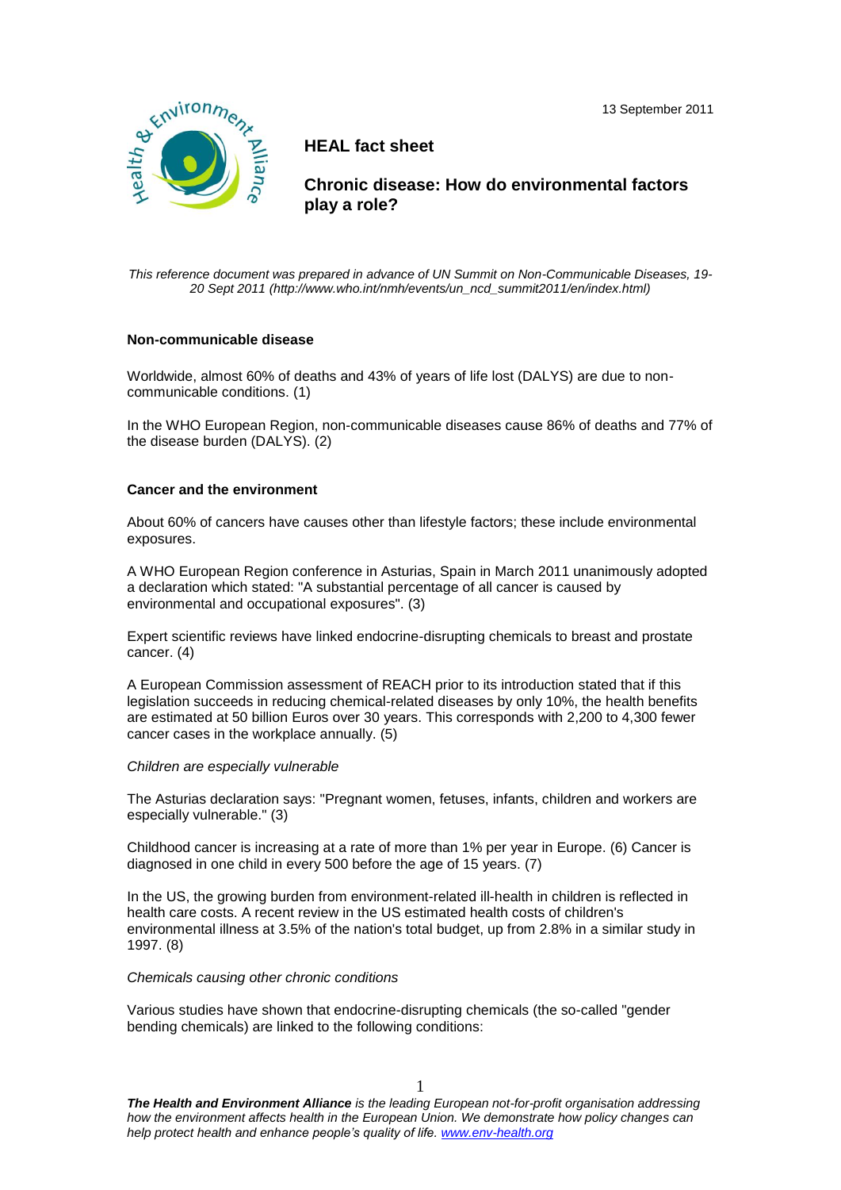13 September 2011

# HEAL fact sheet

## Chronic disease: How do environmental factors play a role?

*This reference document was prepared in advance of UN Summit on Non-Communicable Diseases, 19-20 Sept 2011 (http://www.who.int/nmh/events/un_ncd_summit2011/en/index.html)*

### Non-communicable disease

Worldwide, almost 60% of deaths and 43% of years of life lost (DALYS) are due to non-communicable conditions. (1)

In the WHO European Region, non-communicable diseases cause 86% of deaths and 77% of the disease burden (DALYS). (2)

### Cancer and the environment

About 60% of cancers have causes other than lifestyle factors; these include environmental exposures.

A WHO European Region conference in Asturias, Spain in March 2011 unanimously adopted a declaration which stated: "A substantial percentage of all cancer is caused by environmental and occupational exposures". (3)

Expert scientific reviews have linked endocrine-disrupting chemicals to breast and prostate cancer. (4)

A European Commission assessment of REACH prior to its introduction stated that if this legislation succeeds in reducing chemical-related diseases by only 10%, the health benefits are estimated at 50 billion Euros over 30 years. This corresponds with 2,200 to 4,300 fewer cancer cases in the workplace annually. (5)

*Children are especially vulnerable*

The Asturias declaration says: "Pregnant women, fetuses, infants, children and workers are especially vulnerable." (3)

Childhood cancer is increasing at a rate of more than 1% per year in Europe. (6) Cancer is diagnosed in one child in every 500 before the age of 15 years. (7)

In the US, the growing burden from environment-related ill-health in children is reflected in health care costs. A recent review in the US estimated health costs of children's environmental illness at 3.5% of the nation's total budget, up from 2.8% in a similar study in 1997. (8)

*Chemicals causing other chronic conditions*

Various studies have shown that endocrine-disrupting chemicals (the so-called "gender bending chemicals) are linked to the following conditions:

***The Health and Environment Alliance*** *is the leading European not-for-profit organisation addressing how the environment affects health in the European Union. We demonstrate how policy changes can help protect health and enhance people's quality of life. www.env-health.org*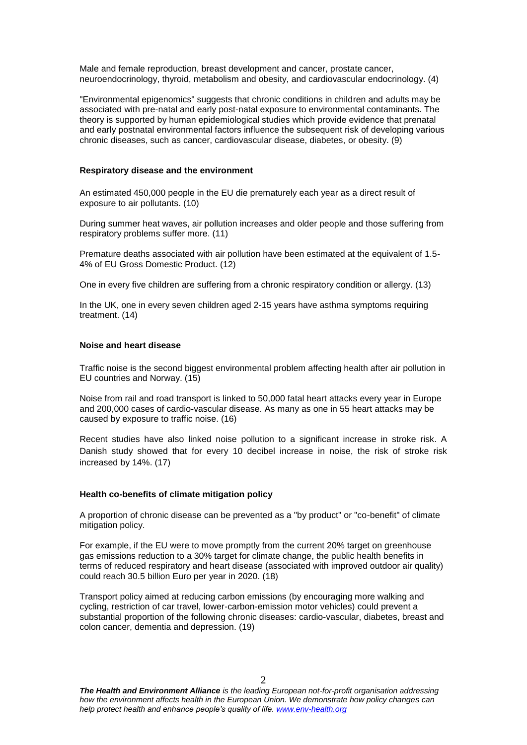Male and female reproduction, breast development and cancer, prostate cancer, neuroendocrinology, thyroid, metabolism and obesity, and cardiovascular endocrinology. (4)

"Environmental epigenomics" suggests that chronic conditions in children and adults may be associated with pre-natal and early post-natal exposure to environmental contaminants. The theory is supported by human epidemiological studies which provide evidence that prenatal and early postnatal environmental factors influence the subsequent risk of developing various chronic diseases, such as cancer, cardiovascular disease, diabetes, or obesity. (9)

**Respiratory disease and the environment**

An estimated 450,000 people in the EU die prematurely each year as a direct result of exposure to air pollutants. (10)

During summer heat waves, air pollution increases and older people and those suffering from respiratory problems suffer more. (11)

Premature deaths associated with air pollution have been estimated at the equivalent of 1.5-4% of EU Gross Domestic Product. (12)

One in every five children are suffering from a chronic respiratory condition or allergy. (13)

In the UK, one in every seven children aged 2-15 years have asthma symptoms requiring treatment. (14)

**Noise and heart disease**

Traffic noise is the second biggest environmental problem affecting health after air pollution in EU countries and Norway. (15)

Noise from rail and road transport is linked to 50,000 fatal heart attacks every year in Europe and 200,000 cases of cardio-vascular disease. As many as one in 55 heart attacks may be caused by exposure to traffic noise. (16)

Recent studies have also linked noise pollution to a significant increase in stroke risk. A Danish study showed that for every 10 decibel increase in noise, the risk of stroke risk increased by 14%. (17)

**Health co-benefits of climate mitigation policy**

A proportion of chronic disease can be prevented as a "by product" or "co-benefit" of climate mitigation policy.

For example, if the EU were to move promptly from the current 20% target on greenhouse gas emissions reduction to a 30% target for climate change, the public health benefits in terms of reduced respiratory and heart disease (associated with improved outdoor air quality) could reach 30.5 billion Euro per year in 2020. (18)

Transport policy aimed at reducing carbon emissions (by encouraging more walking and cycling, restriction of car travel, lower-carbon-emission motor vehicles) could prevent a substantial proportion of the following chronic diseases: cardio-vascular, diabetes, breast and colon cancer, dementia and depression. (19)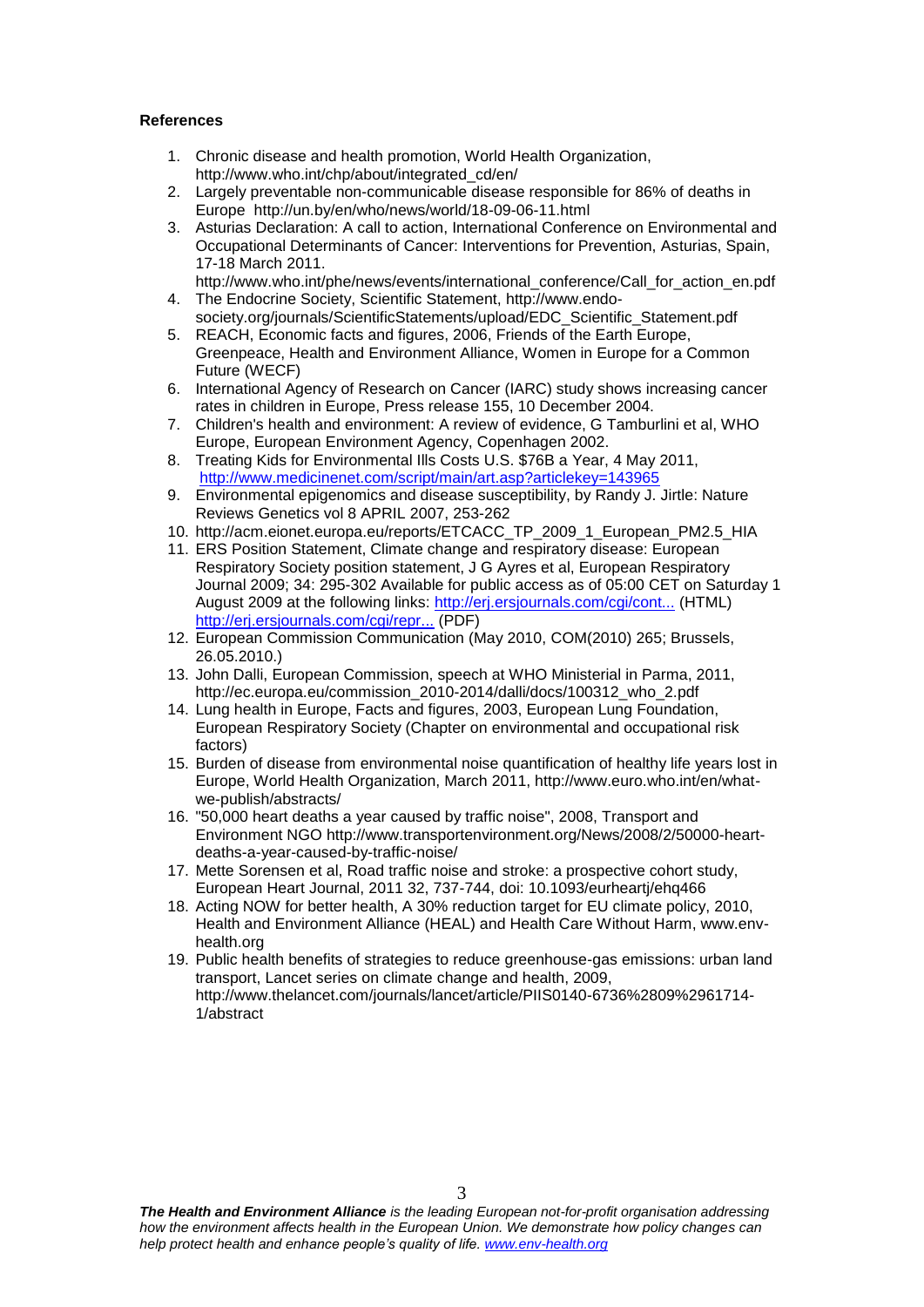**References**

1. Chronic disease and health promotion, World Health Organization, http://www.who.int/chp/about/integrated_cd/en/
2. Largely preventable non-communicable disease responsible for 86% of deaths in Europe http://un.by/en/who/news/world/18-09-06-11.html
3. Asturias Declaration: A call to action, International Conference on Environmental and Occupational Determinants of Cancer: Interventions for Prevention, Asturias, Spain, 17-18 March 2011. http://www.who.int/phe/news/events/international_conference/Call_for_action_en.pdf
4. The Endocrine Society, Scientific Statement, http://www.endo-society.org/journals/ScientificStatements/upload/EDC_Scientific_Statement.pdf
5. REACH, Economic facts and figures, 2006, Friends of the Earth Europe, Greenpeace, Health and Environment Alliance, Women in Europe for a Common Future (WECF)
6. International Agency of Research on Cancer (IARC) study shows increasing cancer rates in children in Europe, Press release 155, 10 December 2004.
7. Children's health and environment: A review of evidence, G Tamburlini et al, WHO Europe, European Environment Agency, Copenhagen 2002.
8. Treating Kids for Environmental Ills Costs U.S. $76B a Year, 4 May 2011, http://www.medicinenet.com/script/main/art.asp?articlekey=143965
9. Environmental epigenomics and disease susceptibility, by Randy J. Jirtle: Nature Reviews Genetics vol 8 APRIL 2007, 253-262
10. http://acm.eionet.europa.eu/reports/ETCACC_TP_2009_1_European_PM2.5_HIA
11. ERS Position Statement, Climate change and respiratory disease: European Respiratory Society position statement, J G Ayres et al, European Respiratory Journal 2009; 34: 295-302 Available for public access as of 05:00 CET on Saturday 1 August 2009 at the following links: http://erj.ersjournals.com/cgi/cont... (HTML) http://erj.ersjournals.com/cgi/repr... (PDF)
12. European Commission Communication (May 2010, COM(2010) 265; Brussels, 26.05.2010.)
13. John Dalli, European Commission, speech at WHO Ministerial in Parma, 2011, http://ec.europa.eu/commission_2010-2014/dalli/docs/100312_who_2.pdf
14. Lung health in Europe, Facts and figures, 2003, European Lung Foundation, European Respiratory Society (Chapter on environmental and occupational risk factors)
15. Burden of disease from environmental noise quantification of healthy life years lost in Europe, World Health Organization, March 2011, http://www.euro.who.int/en/what-we-publish/abstracts/
16. "50,000 heart deaths a year caused by traffic noise", 2008, Transport and Environment NGO http://www.transportenvironment.org/News/2008/2/50000-heart-deaths-a-year-caused-by-traffic-noise/
17. Mette Sorensen et al, Road traffic noise and stroke: a prospective cohort study, European Heart Journal, 2011 32, 737-744, doi: 10.1093/eurheartj/ehq466
18. Acting NOW for better health, A 30% reduction target for EU climate policy, 2010, Health and Environment Alliance (HEAL) and Health Care Without Harm, www.env-health.org
19. Public health benefits of strategies to reduce greenhouse-gas emissions: urban land transport, Lancet series on climate change and health, 2009, http://www.thelancet.com/journals/lancet/article/PIIS0140-6736%2809%2961714-1/abstract

***The Health and Environment Alliance*** *is the leading European not-for-profit organisation addressing how the environment affects health in the European Union. We demonstrate how policy changes can help protect health and enhance people's quality of life. www.env-health.org*